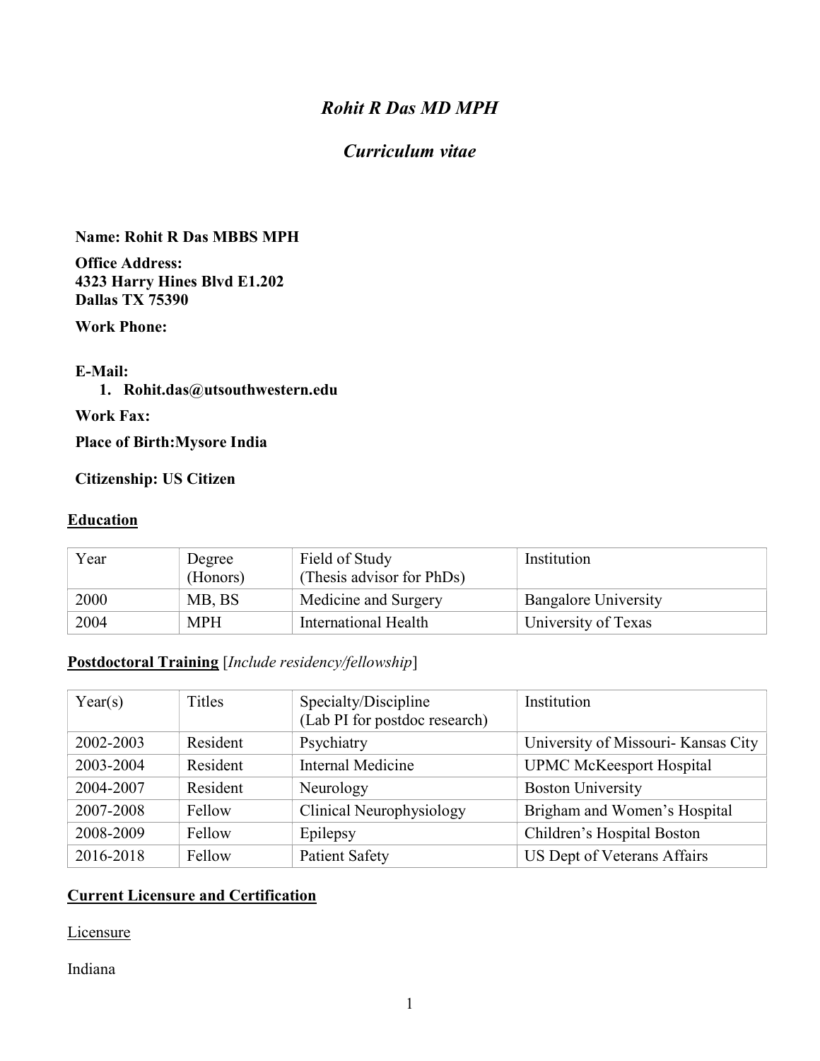# *Rohit R Das MD MPH*

## *Curriculum vitae*

**Name: Rohit R Das MBBS MPH**

**Office Address:**
**4323 Harry Hines Blvd E1.202**
**Dallas TX 75390**

**Work Phone:**

**E-Mail:**

1. **Rohit.das@utsouthwestern.edu**

**Work Fax:**

**Place of Birth:Mysore India**

**Citizenship: US Citizen**

## Education

| Year | Degree (Honors) | Field of Study (Thesis advisor for PhDs) | Institution |
|---|---|---|---|
| 2000 | MB, BS | Medicine and Surgery | Bangalore University |
| 2004 | MPH | International Health | University of Texas |

## Postdoctoral Training [*Include residency/fellowship*]

| Year(s) | Titles | Specialty/Discipline (Lab PI for postdoc research) | Institution |
|---|---|---|---|
| 2002-2003 | Resident | Psychiatry | University of Missouri- Kansas City |
| 2003-2004 | Resident | Internal Medicine | UPMC McKeesport Hospital |
| 2004-2007 | Resident | Neurology | Boston University |
| 2007-2008 | Fellow | Clinical Neurophysiology | Brigham and Women's Hospital |
| 2008-2009 | Fellow | Epilepsy | Children's Hospital Boston |
| 2016-2018 | Fellow | Patient Safety | US Dept of Veterans Affairs |

## Current Licensure and Certification

Licensure

Indiana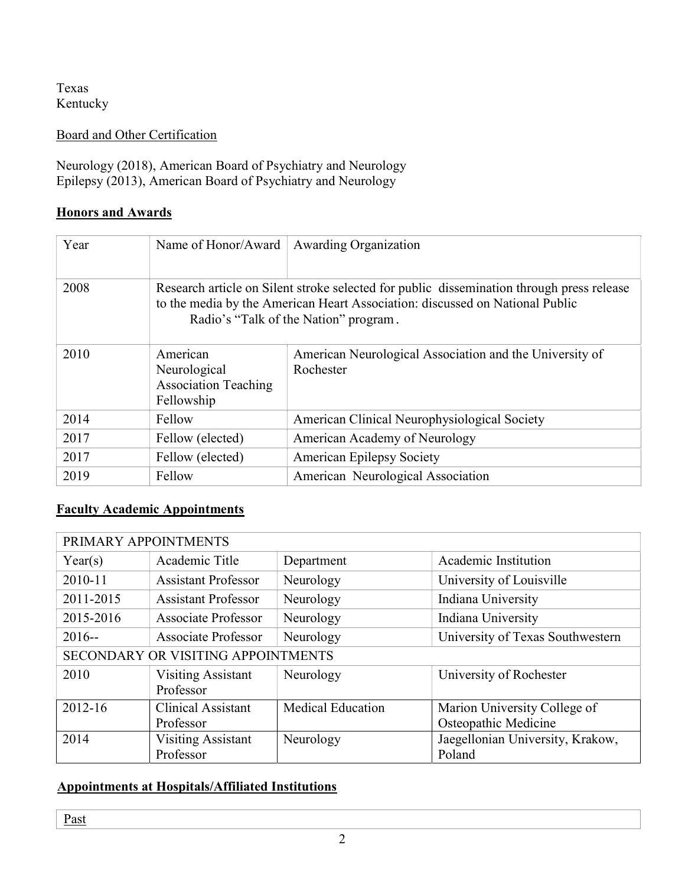Texas
Kentucky

Board and Other Certification

Neurology (2018), American Board of Psychiatry and Neurology
Epilepsy (2013), American Board of Psychiatry and Neurology

## Honors and Awards

| Year | Name of Honor/Award | Awarding Organization |
|---|---|---|
| 2008 | Research article on Silent stroke selected for public dissemination through press release to the media by the American Heart Association: discussed on National Public Radio's "Talk of the Nation" program. | |
| 2010 | American Neurological Association Teaching Fellowship | American Neurological Association and the University of Rochester |
| 2014 | Fellow | American Clinical Neurophysiological Society |
| 2017 | Fellow (elected) | American Academy of Neurology |
| 2017 | Fellow (elected) | American Epilepsy Society |
| 2019 | Fellow | American Neurological Association |

## Faculty Academic Appointments

| PRIMARY APPOINTMENTS | | | |
|---|---|---|---|
| Year(s) | Academic Title | Department | Academic Institution |
| 2010-11 | Assistant Professor | Neurology | University of Louisville |
| 2011-2015 | Assistant Professor | Neurology | Indiana University |
| 2015-2016 | Associate Professor | Neurology | Indiana University |
| 2016-- | Associate Professor | Neurology | University of Texas Southwestern |
| SECONDARY OR VISITING APPOINTMENTS | | | |
| 2010 | Visiting Assistant Professor | Neurology | University of Rochester |
| 2012-16 | Clinical Assistant Professor | Medical Education | Marion University College of Osteopathic Medicine |
| 2014 | Visiting Assistant Professor | Neurology | Jaegellonian University, Krakow, Poland |

## Appointments at Hospitals/Affiliated Institutions

| Past |
|---|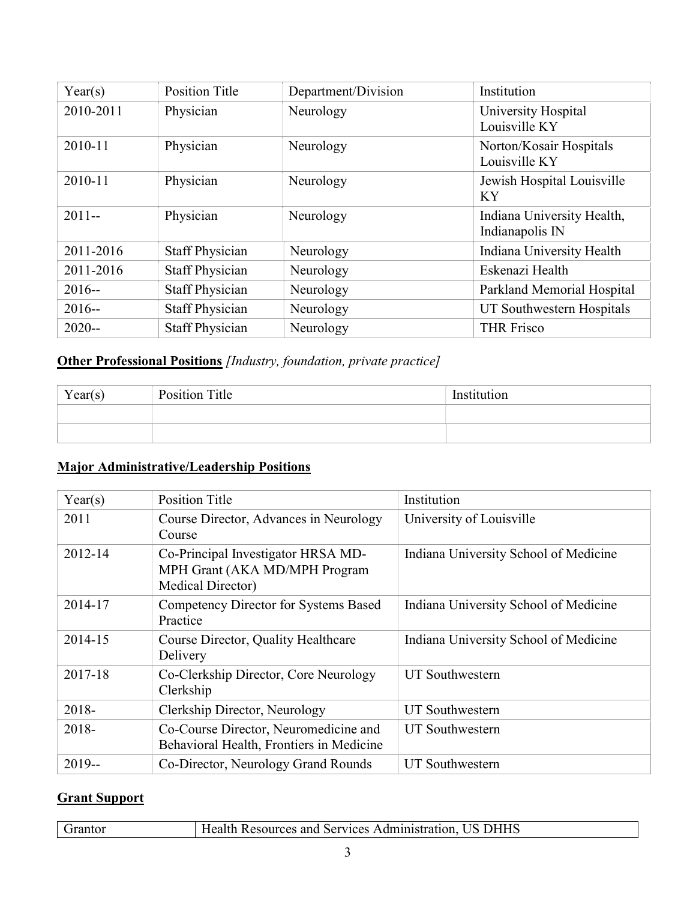| Year(s) | Position Title | Department/Division | Institution |
|---|---|---|---|
| 2010-2011 | Physician | Neurology | University Hospital Louisville KY |
| 2010-11 | Physician | Neurology | Norton/Kosair Hospitals Louisville KY |
| 2010-11 | Physician | Neurology | Jewish Hospital Louisville KY |
| 2011-- | Physician | Neurology | Indiana University Health, Indianapolis IN |
| 2011-2016 | Staff Physician | Neurology | Indiana University Health |
| 2011-2016 | Staff Physician | Neurology | Eskenazi Health |
| 2016-- | Staff Physician | Neurology | Parkland Memorial Hospital |
| 2016-- | Staff Physician | Neurology | UT Southwestern Hospitals |
| 2020-- | Staff Physician | Neurology | THR Frisco |

**<u>Other Professional Positions</u>** *[Industry, foundation, private practice]*

| Year(s) | Position Title | Institution |
|---|---|---|
| | | |
| | | |

**<u>Major Administrative/Leadership Positions</u>**

| Year(s) | Position Title | Institution |
|---|---|---|
| 2011 | Course Director, Advances in Neurology Course | University of Louisville |
| 2012-14 | Co-Principal Investigator HRSA MD-MPH Grant (AKA MD/MPH Program Medical Director) | Indiana University School of Medicine |
| 2014-17 | Competency Director for Systems Based Practice | Indiana University School of Medicine |
| 2014-15 | Course Director, Quality Healthcare Delivery | Indiana University School of Medicine |
| 2017-18 | Co-Clerkship Director, Core Neurology Clerkship | UT Southwestern |
| 2018- | Clerkship Director, Neurology | UT Southwestern |
| 2018- | Co-Course Director, Neuromedicine and Behavioral Health, Frontiers in Medicine | UT Southwestern |
| 2019-- | Co-Director, Neurology Grand Rounds | UT Southwestern |

**<u>Grant Support</u>**

| Grantor | Health Resources and Services Administration, US DHHS |
|---|---|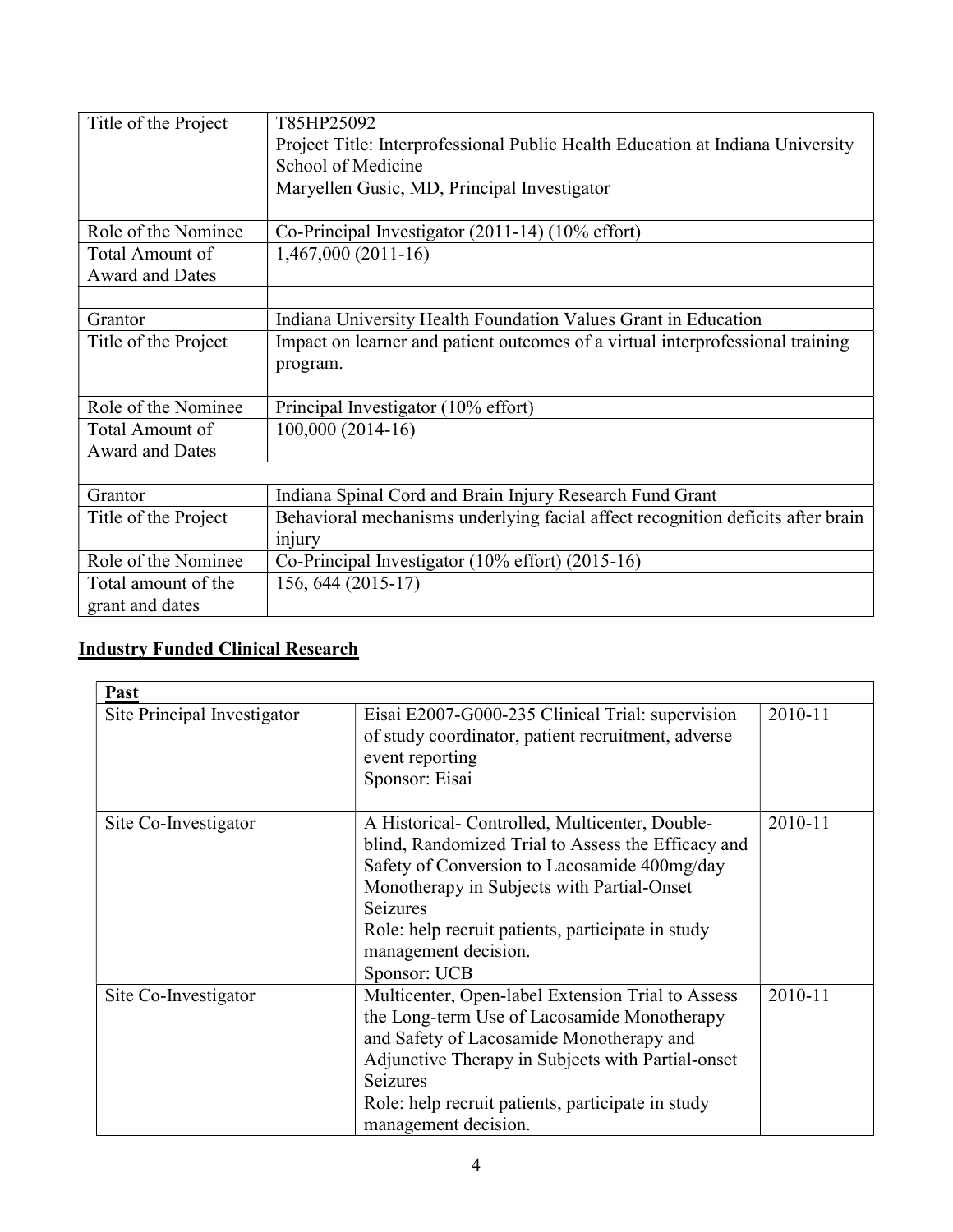| Title of the Project | T85HP25092<br>Project Title: Interprofessional Public Health Education at Indiana University School of Medicine<br>Maryellen Gusic, MD, Principal Investigator |
|---|---|
| Role of the Nominee | Co-Principal Investigator (2011-14) (10% effort) |
| Total Amount of Award and Dates | 1,467,000 (2011-16) |
| | |
| Grantor | Indiana University Health Foundation Values Grant in Education |
| Title of the Project | Impact on learner and patient outcomes of a virtual interprofessional training program. |
| Role of the Nominee | Principal Investigator (10% effort) |
| Total Amount of Award and Dates | 100,000 (2014-16) |
| | |
| Grantor | Indiana Spinal Cord and Brain Injury Research Fund Grant |
| Title of the Project | Behavioral mechanisms underlying facial affect recognition deficits after brain injury |
| Role of the Nominee | Co-Principal Investigator (10% effort) (2015-16) |
| Total amount of the grant and dates | 156, 644 (2015-17) |

## Industry Funded Clinical Research

| **Past** | | |
|---|---|---|
| Site Principal Investigator | Eisai E2007-G000-235 Clinical Trial: supervision of study coordinator, patient recruitment, adverse event reporting<br>Sponsor: Eisai | 2010-11 |
| Site Co-Investigator | A Historical- Controlled, Multicenter, Double-blind, Randomized Trial to Assess the Efficacy and Safety of Conversion to Lacosamide 400mg/day Monotherapy in Subjects with Partial-Onset Seizures<br>Role: help recruit patients, participate in study management decision.<br>Sponsor: UCB | 2010-11 |
| Site Co-Investigator | Multicenter, Open-label Extension Trial to Assess the Long-term Use of Lacosamide Monotherapy and Safety of Lacosamide Monotherapy and Adjunctive Therapy in Subjects with Partial-onset Seizures<br>Role: help recruit patients, participate in study management decision. | 2010-11 |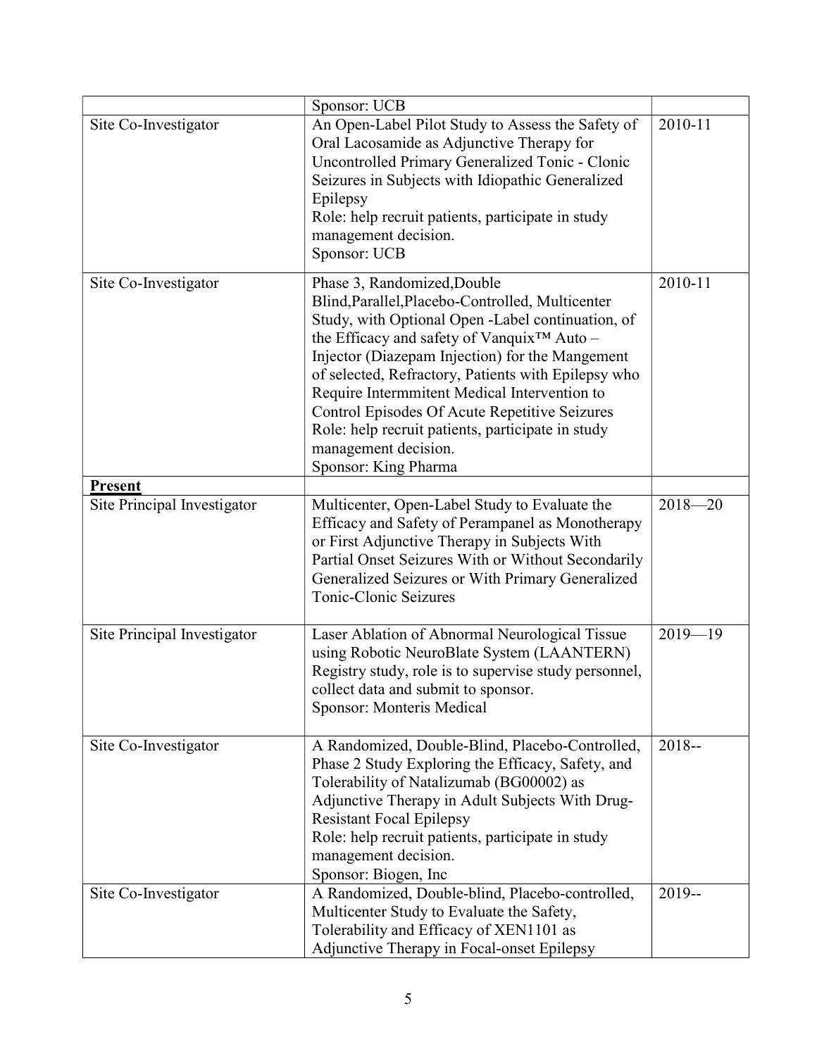| | | |
|---|---|---|
| | Sponsor: UCB | |
| Site Co-Investigator | An Open-Label Pilot Study to Assess the Safety of Oral Lacosamide as Adjunctive Therapy for Uncontrolled Primary Generalized Tonic - Clonic Seizures in Subjects with Idiopathic Generalized Epilepsy<br>Role: help recruit patients, participate in study management decision.<br>Sponsor: UCB | 2010-11 |
| Site Co-Investigator | Phase 3, Randomized,Double Blind,Parallel,Placebo-Controlled, Multicenter Study, with Optional Open -Label continuation, of the Efficacy and safety of Vanquix™ Auto – Injector (Diazepam Injection) for the Mangement of selected, Refractory, Patients with Epilepsy who Require Intermmitent Medical Intervention to Control Episodes Of Acute Repetitive Seizures<br>Role: help recruit patients, participate in study management decision.<br>Sponsor: King Pharma | 2010-11 |
| **Present** | | |
| Site Principal Investigator | Multicenter, Open-Label Study to Evaluate the Efficacy and Safety of Perampanel as Monotherapy or First Adjunctive Therapy in Subjects With Partial Onset Seizures With or Without Secondarily Generalized Seizures or With Primary Generalized Tonic-Clonic Seizures | 2018—20 |
| Site Principal Investigator | Laser Ablation of Abnormal Neurological Tissue using Robotic NeuroBlate System (LAANTERN) Registry study, role is to supervise study personnel, collect data and submit to sponsor.<br>Sponsor: Monteris Medical | 2019—19 |
| Site Co-Investigator | A Randomized, Double-Blind, Placebo-Controlled, Phase 2 Study Exploring the Efficacy, Safety, and Tolerability of Natalizumab (BG00002) as Adjunctive Therapy in Adult Subjects With Drug-Resistant Focal Epilepsy<br>Role: help recruit patients, participate in study management decision.<br>Sponsor: Biogen, Inc | 2018-- |
| Site Co-Investigator | A Randomized, Double-blind, Placebo-controlled, Multicenter Study to Evaluate the Safety, Tolerability and Efficacy of XEN1101 as Adjunctive Therapy in Focal-onset Epilepsy | 2019-- |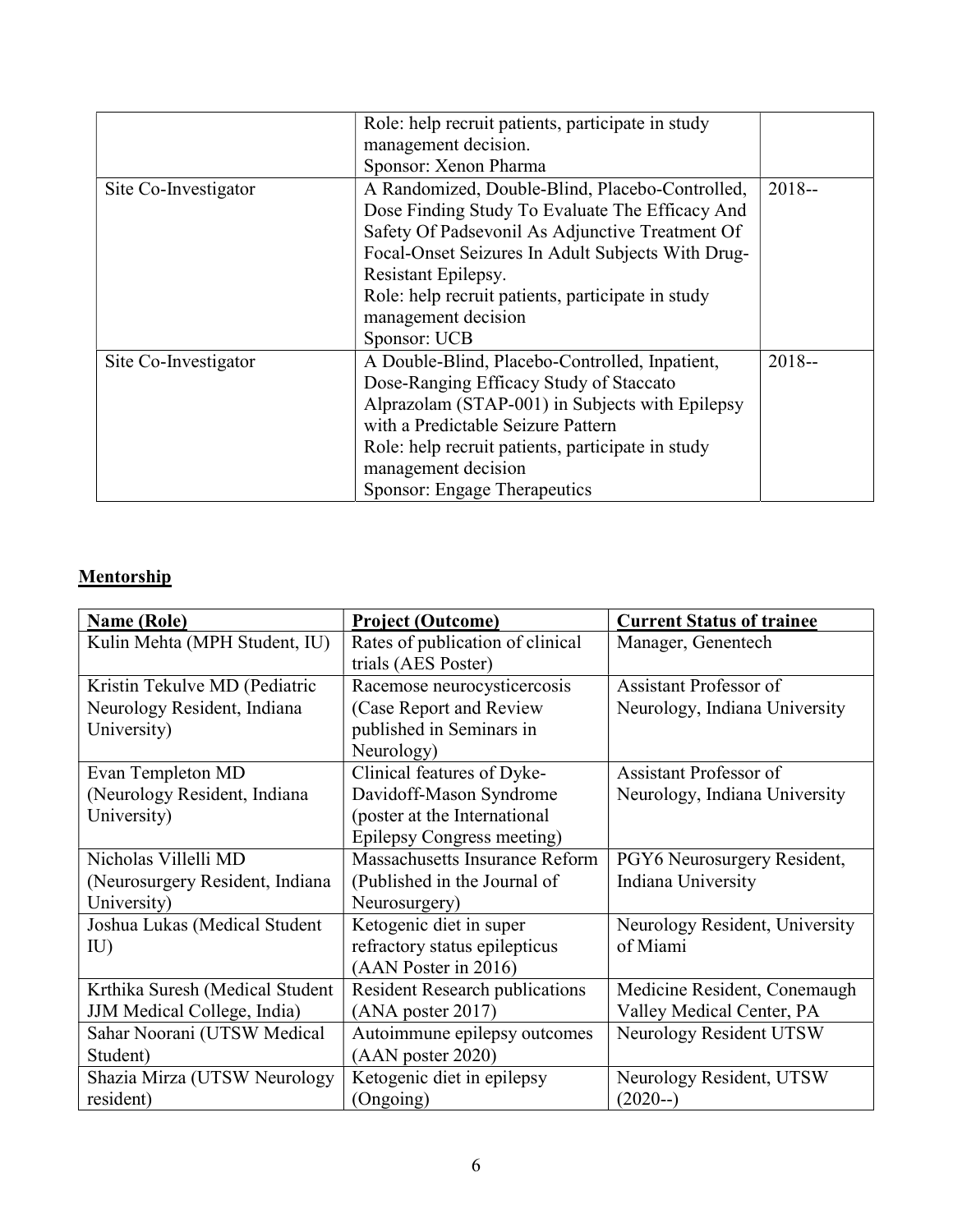| | | |
|---|---|---|
| | Role: help recruit patients, participate in study management decision.<br>Sponsor: Xenon Pharma | |
| Site Co-Investigator | A Randomized, Double-Blind, Placebo-Controlled, Dose Finding Study To Evaluate The Efficacy And Safety Of Padsevonil As Adjunctive Treatment Of Focal-Onset Seizures In Adult Subjects With Drug-Resistant Epilepsy.<br>Role: help recruit patients, participate in study management decision<br>Sponsor: UCB | 2018-- |
| Site Co-Investigator | A Double-Blind, Placebo-Controlled, Inpatient, Dose-Ranging Efficacy Study of Staccato Alprazolam (STAP-001) in Subjects with Epilepsy with a Predictable Seizure Pattern<br>Role: help recruit patients, participate in study management decision<br>Sponsor: Engage Therapeutics | 2018-- |

## Mentorship

| Name (Role) | Project (Outcome) | Current Status of trainee |
|---|---|---|
| Kulin Mehta (MPH Student, IU) | Rates of publication of clinical trials (AES Poster) | Manager, Genentech |
| Kristin Tekulve MD (Pediatric Neurology Resident, Indiana University) | Racemose neurocysticercosis (Case Report and Review published in Seminars in Neurology) | Assistant Professor of Neurology, Indiana University |
| Evan Templeton MD (Neurology Resident, Indiana University) | Clinical features of Dyke-Davidoff-Mason Syndrome (poster at the International Epilepsy Congress meeting) | Assistant Professor of Neurology, Indiana University |
| Nicholas Villelli MD (Neurosurgery Resident, Indiana University) | Massachusetts Insurance Reform (Published in the Journal of Neurosurgery) | PGY6 Neurosurgery Resident, Indiana University |
| Joshua Lukas (Medical Student IU) | Ketogenic diet in super refractory status epilepticus (AAN Poster in 2016) | Neurology Resident, University of Miami |
| Krthika Suresh (Medical Student JJM Medical College, India) | Resident Research publications (ANA poster 2017) | Medicine Resident, Conemaugh Valley Medical Center, PA |
| Sahar Noorani (UTSW Medical Student) | Autoimmune epilepsy outcomes (AAN poster 2020) | Neurology Resident UTSW |
| Shazia Mirza (UTSW Neurology resident) | Ketogenic diet in epilepsy (Ongoing) | Neurology Resident, UTSW (2020--) |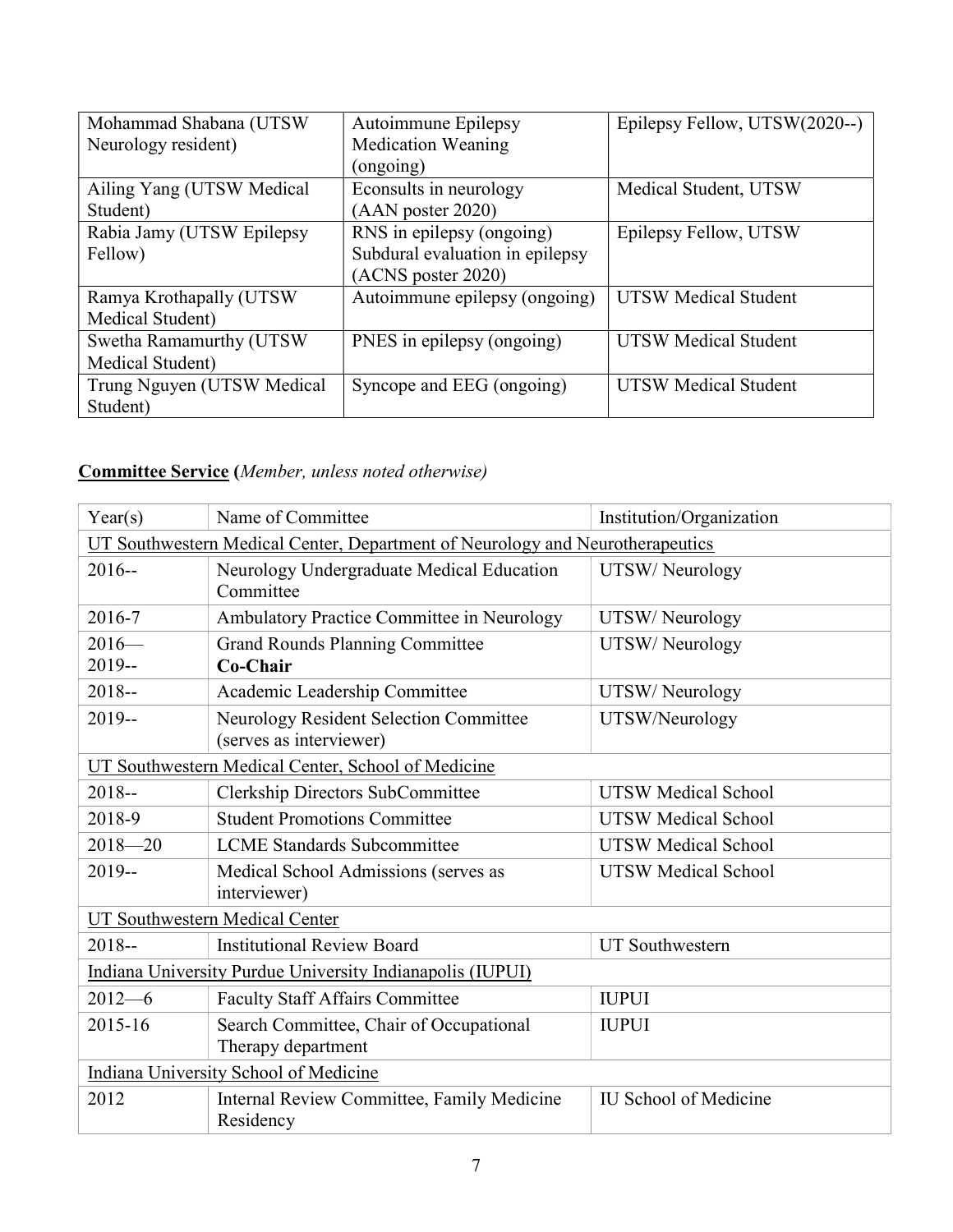| Mohammad Shabana (UTSW Neurology resident) | Autoimmune Epilepsy Medication Weaning (ongoing) | Epilepsy Fellow, UTSW(2020--) |
|---|---|---|
| Ailing Yang (UTSW Medical Student) | Econsults in neurology (AAN poster 2020) | Medical Student, UTSW |
| Rabia Jamy (UTSW Epilepsy Fellow) | RNS in epilepsy (ongoing) Subdural evaluation in epilepsy (ACNS poster 2020) | Epilepsy Fellow, UTSW |
| Ramya Krothapally (UTSW Medical Student) | Autoimmune epilepsy (ongoing) | UTSW Medical Student |
| Swetha Ramamurthy (UTSW Medical Student) | PNES in epilepsy (ongoing) | UTSW Medical Student |
| Trung Nguyen (UTSW Medical Student) | Syncope and EEG (ongoing) | UTSW Medical Student |

## **Committee Service** (*Member, unless noted otherwise*)

| Year(s) | Name of Committee | Institution/Organization |
|---|---|---|
| UT Southwestern Medical Center, Department of Neurology and Neurotherapeutics | | |
| 2016-- | Neurology Undergraduate Medical Education Committee | UTSW/ Neurology |
| 2016-7 | Ambulatory Practice Committee in Neurology | UTSW/ Neurology |
| 2016—<br>2019-- | Grand Rounds Planning Committee<br>**Co-Chair** | UTSW/ Neurology |
| 2018-- | Academic Leadership Committee | UTSW/ Neurology |
| 2019-- | Neurology Resident Selection Committee (serves as interviewer) | UTSW/Neurology |
| UT Southwestern Medical Center, School of Medicine | | |
| 2018-- | Clerkship Directors SubCommittee | UTSW Medical School |
| 2018-9 | Student Promotions Committee | UTSW Medical School |
| 2018—20 | LCME Standards Subcommittee | UTSW Medical School |
| 2019-- | Medical School Admissions (serves as interviewer) | UTSW Medical School |
| UT Southwestern Medical Center | | |
| 2018-- | Institutional Review Board | UT Southwestern |
| Indiana University Purdue University Indianapolis (IUPUI) | | |
| 2012—6 | Faculty Staff Affairs Committee | IUPUI |
| 2015-16 | Search Committee, Chair of Occupational Therapy department | IUPUI |
| Indiana University School of Medicine | | |
| 2012 | Internal Review Committee, Family Medicine Residency | IU School of Medicine |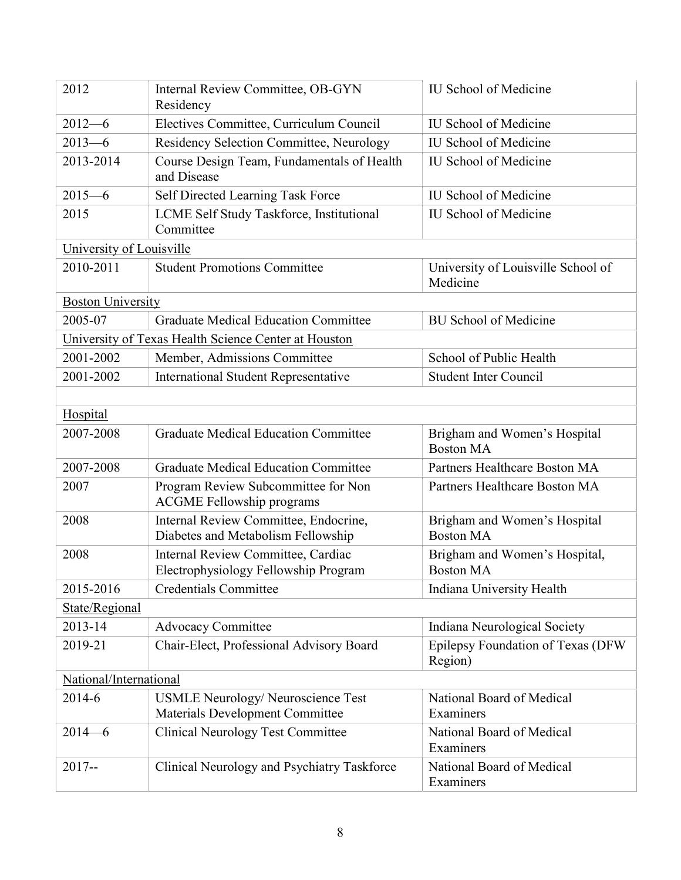| 2012 | Internal Review Committee, OB-GYN Residency | IU School of Medicine |
|---|---|---|
| 2012—6 | Electives Committee, Curriculum Council | IU School of Medicine |
| 2013—6 | Residency Selection Committee, Neurology | IU School of Medicine |
| 2013-2014 | Course Design Team, Fundamentals of Health and Disease | IU School of Medicine |
| 2015—6 | Self Directed Learning Task Force | IU School of Medicine |
| 2015 | LCME Self Study Taskforce, Institutional Committee | IU School of Medicine |
| University of Louisville | | |
| 2010-2011 | Student Promotions Committee | University of Louisville School of Medicine |
| Boston University | | |
| 2005-07 | Graduate Medical Education Committee | BU School of Medicine |
| University of Texas Health Science Center at Houston | | |
| 2001-2002 | Member, Admissions Committee | School of Public Health |
| 2001-2002 | International Student Representative | Student Inter Council |
| | | |
| Hospital | | |
| 2007-2008 | Graduate Medical Education Committee | Brigham and Women's Hospital Boston MA |
| 2007-2008 | Graduate Medical Education Committee | Partners Healthcare Boston MA |
| 2007 | Program Review Subcommittee for Non ACGME Fellowship programs | Partners Healthcare Boston MA |
| 2008 | Internal Review Committee, Endocrine, Diabetes and Metabolism Fellowship | Brigham and Women's Hospital Boston MA |
| 2008 | Internal Review Committee, Cardiac Electrophysiology Fellowship Program | Brigham and Women's Hospital, Boston MA |
| 2015-2016 | Credentials Committee | Indiana University Health |
| State/Regional | | |
| 2013-14 | Advocacy Committee | Indiana Neurological Society |
| 2019-21 | Chair-Elect, Professional Advisory Board | Epilepsy Foundation of Texas (DFW Region) |
| National/International | | |
| 2014-6 | USMLE Neurology/ Neuroscience Test Materials Development Committee | National Board of Medical Examiners |
| 2014—6 | Clinical Neurology Test Committee | National Board of Medical Examiners |
| 2017-- | Clinical Neurology and Psychiatry Taskforce | National Board of Medical Examiners |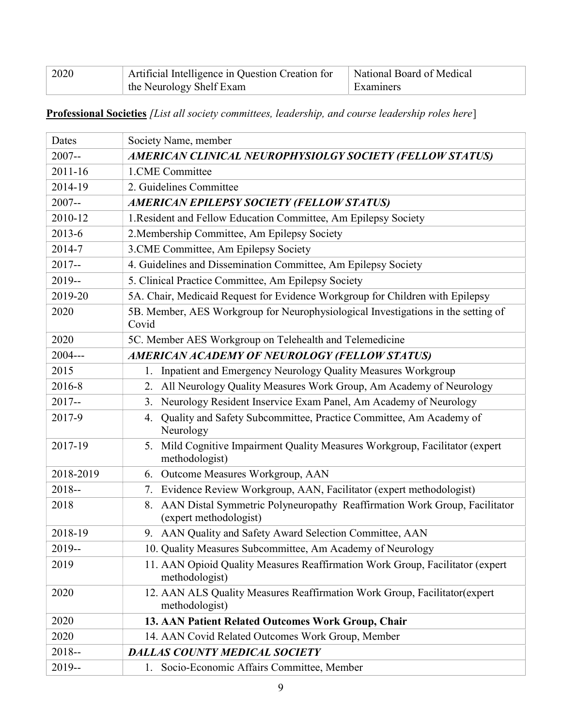| 2020 | Artificial Intelligence in Question Creation for the Neurology Shelf Exam | National Board of Medical Examiners |
|---|---|---|

**Professional Societies** *[List all society committees, leadership, and course leadership roles here*]

| Dates | Society Name, member |
|---|---|
| 2007-- | ***AMERICAN CLINICAL NEUROPHYSIOLGY SOCIETY (FELLOW STATUS)*** |
| 2011-16 | 1.CME Committee |
| 2014-19 | 2. Guidelines Committee |
| 2007-- | ***AMERICAN EPILEPSY SOCIETY (FELLOW STATUS)*** |
| 2010-12 | 1.Resident and Fellow Education Committee, Am Epilepsy Society |
| 2013-6 | 2.Membership Committee, Am Epilepsy Society |
| 2014-7 | 3.CME Committee, Am Epilepsy Society |
| 2017-- | 4. Guidelines and Dissemination Committee, Am Epilepsy Society |
| 2019-- | 5. Clinical Practice Committee, Am Epilepsy Society |
| 2019-20 | 5A. Chair, Medicaid Request for Evidence Workgroup for Children with Epilepsy |
| 2020 | 5B. Member, AES Workgroup for Neurophysiological Investigations in the setting of Covid |
| 2020 | 5C. Member AES Workgroup on Telehealth and Telemedicine |
| 2004--- | ***AMERICAN ACADEMY OF NEUROLOGY (FELLOW STATUS)*** |
| 2015 | 1. Inpatient and Emergency Neurology Quality Measures Workgroup |
| 2016-8 | 2. All Neurology Quality Measures Work Group, Am Academy of Neurology |
| 2017-- | 3. Neurology Resident Inservice Exam Panel, Am Academy of Neurology |
| 2017-9 | 4. Quality and Safety Subcommittee, Practice Committee, Am Academy of Neurology |
| 2017-19 | 5. Mild Cognitive Impairment Quality Measures Workgroup, Facilitator (expert methodologist) |
| 2018-2019 | 6. Outcome Measures Workgroup, AAN |
| 2018-- | 7. Evidence Review Workgroup, AAN, Facilitator (expert methodologist) |
| 2018 | 8. AAN Distal Symmetric Polyneuropathy Reaffirmation Work Group, Facilitator (expert methodologist) |
| 2018-19 | 9. AAN Quality and Safety Award Selection Committee, AAN |
| 2019-- | 10. Quality Measures Subcommittee, Am Academy of Neurology |
| 2019 | 11. AAN Opioid Quality Measures Reaffirmation Work Group, Facilitator (expert methodologist) |
| 2020 | 12. AAN ALS Quality Measures Reaffirmation Work Group, Facilitator(expert methodologist) |
| 2020 | **13. AAN Patient Related Outcomes Work Group, Chair** |
| 2020 | 14. AAN Covid Related Outcomes Work Group, Member |
| 2018-- | ***DALLAS COUNTY MEDICAL SOCIETY*** |
| 2019-- | 1. Socio-Economic Affairs Committee, Member |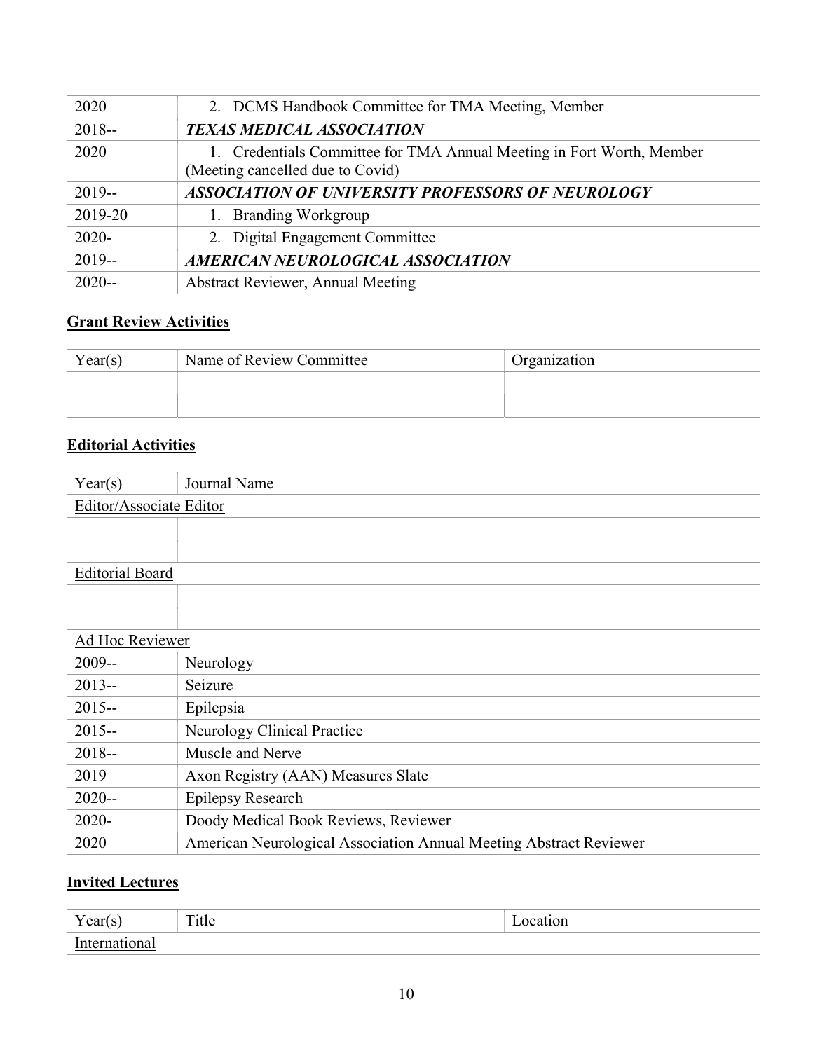| | |
|---|---|
| 2020 | 2. DCMS Handbook Committee for TMA Meeting, Member |
| 2018-- | ***TEXAS MEDICAL ASSOCIATION*** |
| 2020 | 1. Credentials Committee for TMA Annual Meeting in Fort Worth, Member (Meeting cancelled due to Covid) |
| 2019-- | ***ASSOCIATION OF UNIVERSITY PROFESSORS OF NEUROLOGY*** |
| 2019-20 | 1. Branding Workgroup |
| 2020- | 2. Digital Engagement Committee |
| 2019-- | ***AMERICAN NEUROLOGICAL ASSOCIATION*** |
| 2020-- | Abstract Reviewer, Annual Meeting |

## Grant Review Activities

| Year(s) | Name of Review Committee | Organization |
|---|---|---|
| | | |
| | | |

## Editorial Activities

| Year(s) | Journal Name |
|---|---|
| Editor/Associate Editor | |
| | |
| | |
| Editorial Board | |
| | |
| | |
| Ad Hoc Reviewer | |
| 2009-- | Neurology |
| 2013-- | Seizure |
| 2015-- | Epilepsia |
| 2015-- | Neurology Clinical Practice |
| 2018-- | Muscle and Nerve |
| 2019 | Axon Registry (AAN) Measures Slate |
| 2020-- | Epilepsy Research |
| 2020- | Doody Medical Book Reviews, Reviewer |
| 2020 | American Neurological Association Annual Meeting Abstract Reviewer |

## Invited Lectures

| Year(s) | Title | Location |
|---|---|---|
| International | | |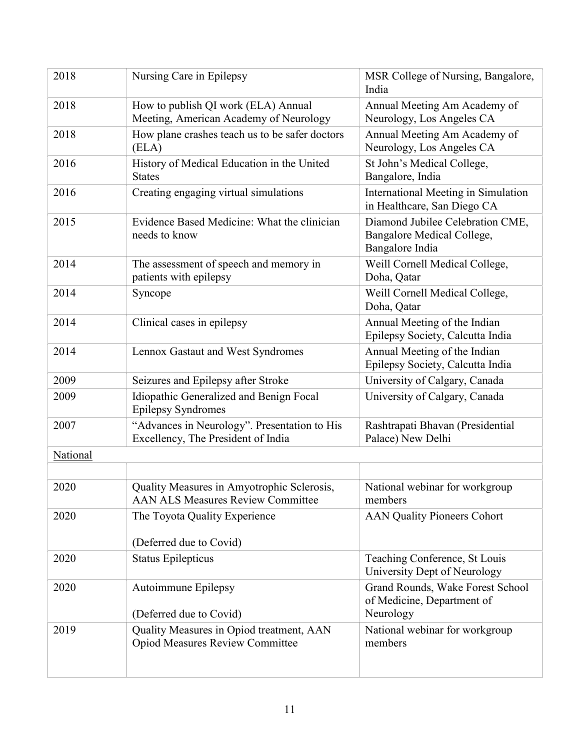| | | |
|---|---|---|
| 2018 | Nursing Care in Epilepsy | MSR College of Nursing, Bangalore, India |
| 2018 | How to publish QI work (ELA) Annual Meeting, American Academy of Neurology | Annual Meeting Am Academy of Neurology, Los Angeles CA |
| 2018 | How plane crashes teach us to be safer doctors (ELA) | Annual Meeting Am Academy of Neurology, Los Angeles CA |
| 2016 | History of Medical Education in the United States | St John's Medical College, Bangalore, India |
| 2016 | Creating engaging virtual simulations | International Meeting in Simulation in Healthcare, San Diego CA |
| 2015 | Evidence Based Medicine: What the clinician needs to know | Diamond Jubilee Celebration CME, Bangalore Medical College, Bangalore India |
| 2014 | The assessment of speech and memory in patients with epilepsy | Weill Cornell Medical College, Doha, Qatar |
| 2014 | Syncope | Weill Cornell Medical College, Doha, Qatar |
| 2014 | Clinical cases in epilepsy | Annual Meeting of the Indian Epilepsy Society, Calcutta India |
| 2014 | Lennox Gastaut and West Syndromes | Annual Meeting of the Indian Epilepsy Society, Calcutta India |
| 2009 | Seizures and Epilepsy after Stroke | University of Calgary, Canada |
| 2009 | Idiopathic Generalized and Benign Focal Epilepsy Syndromes | University of Calgary, Canada |
| 2007 | "Advances in Neurology". Presentation to His Excellency, The President of India | Rashtrapati Bhavan (Presidential Palace) New Delhi |
| National | | |
| | | |
| 2020 | Quality Measures in Amyotrophic Sclerosis, AAN ALS Measures Review Committee | National webinar for workgroup members |
| 2020 | The Toyota Quality Experience<br><br>(Deferred due to Covid) | AAN Quality Pioneers Cohort |
| 2020 | Status Epilepticus | Teaching Conference, St Louis University Dept of Neurology |
| 2020 | Autoimmune Epilepsy<br><br>(Deferred due to Covid) | Grand Rounds, Wake Forest School of Medicine, Department of Neurology |
| 2019 | Quality Measures in Opiod treatment, AAN Opiod Measures Review Committee | National webinar for workgroup members |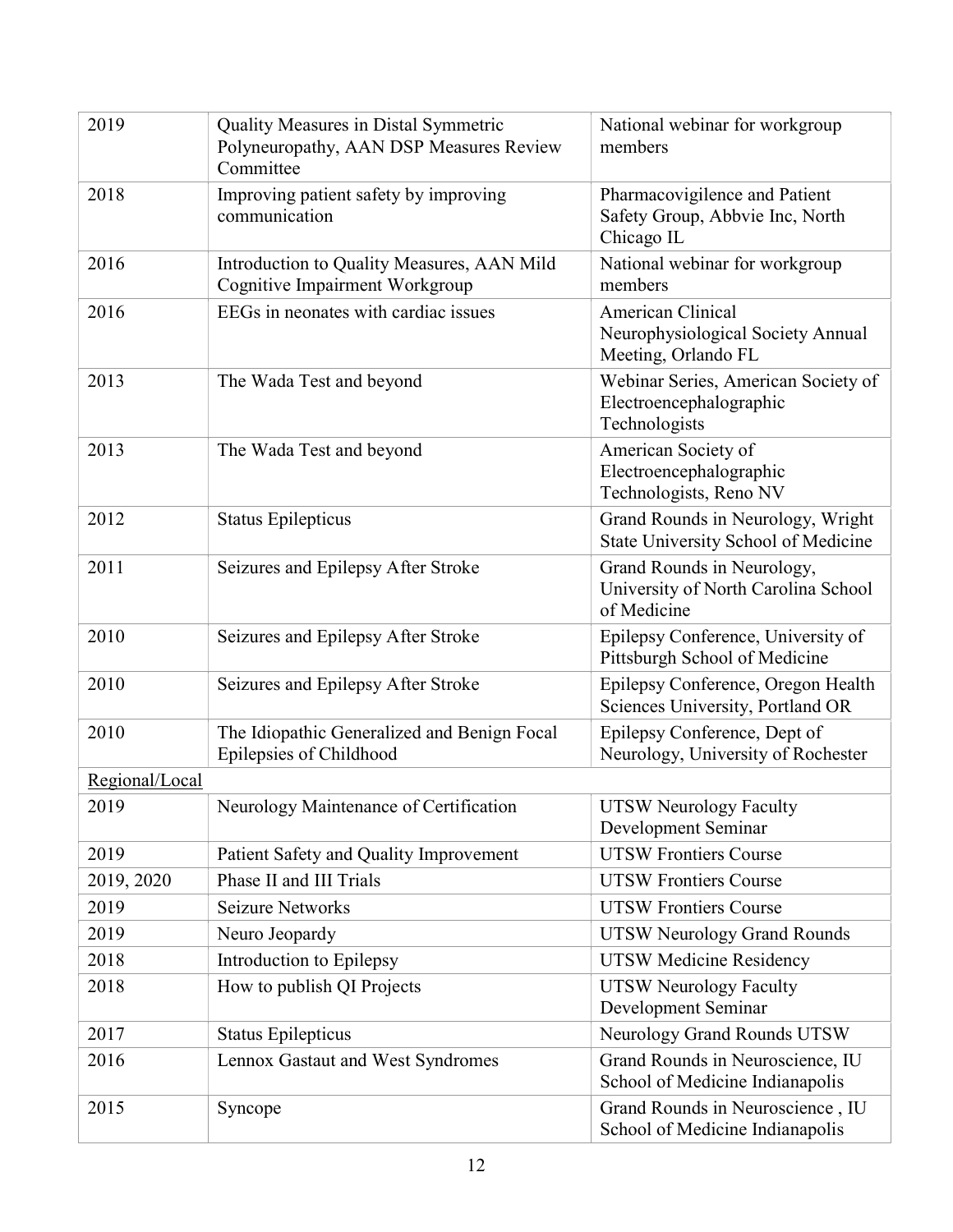| | | |
|---|---|---|
| 2019 | Quality Measures in Distal Symmetric Polyneuropathy, AAN DSP Measures Review Committee | National webinar for workgroup members |
| 2018 | Improving patient safety by improving communication | Pharmacovigilence and Patient Safety Group, Abbvie Inc, North Chicago IL |
| 2016 | Introduction to Quality Measures, AAN Mild Cognitive Impairment Workgroup | National webinar for workgroup members |
| 2016 | EEGs in neonates with cardiac issues | American Clinical Neurophysiological Society Annual Meeting, Orlando FL |
| 2013 | The Wada Test and beyond | Webinar Series, American Society of Electroencephalographic Technologists |
| 2013 | The Wada Test and beyond | American Society of Electroencephalographic Technologists, Reno NV |
| 2012 | Status Epilepticus | Grand Rounds in Neurology, Wright State University School of Medicine |
| 2011 | Seizures and Epilepsy After Stroke | Grand Rounds in Neurology, University of North Carolina School of Medicine |
| 2010 | Seizures and Epilepsy After Stroke | Epilepsy Conference, University of Pittsburgh School of Medicine |
| 2010 | Seizures and Epilepsy After Stroke | Epilepsy Conference, Oregon Health Sciences University, Portland OR |
| 2010 | The Idiopathic Generalized and Benign Focal Epilepsies of Childhood | Epilepsy Conference, Dept of Neurology, University of Rochester |
| Regional/Local | | |
| 2019 | Neurology Maintenance of Certification | UTSW Neurology Faculty Development Seminar |
| 2019 | Patient Safety and Quality Improvement | UTSW Frontiers Course |
| 2019, 2020 | Phase II and III Trials | UTSW Frontiers Course |
| 2019 | Seizure Networks | UTSW Frontiers Course |
| 2019 | Neuro Jeopardy | UTSW Neurology Grand Rounds |
| 2018 | Introduction to Epilepsy | UTSW Medicine Residency |
| 2018 | How to publish QI Projects | UTSW Neurology Faculty Development Seminar |
| 2017 | Status Epilepticus | Neurology Grand Rounds UTSW |
| 2016 | Lennox Gastaut and West Syndromes | Grand Rounds in Neuroscience, IU School of Medicine Indianapolis |
| 2015 | Syncope | Grand Rounds in Neuroscience , IU School of Medicine Indianapolis |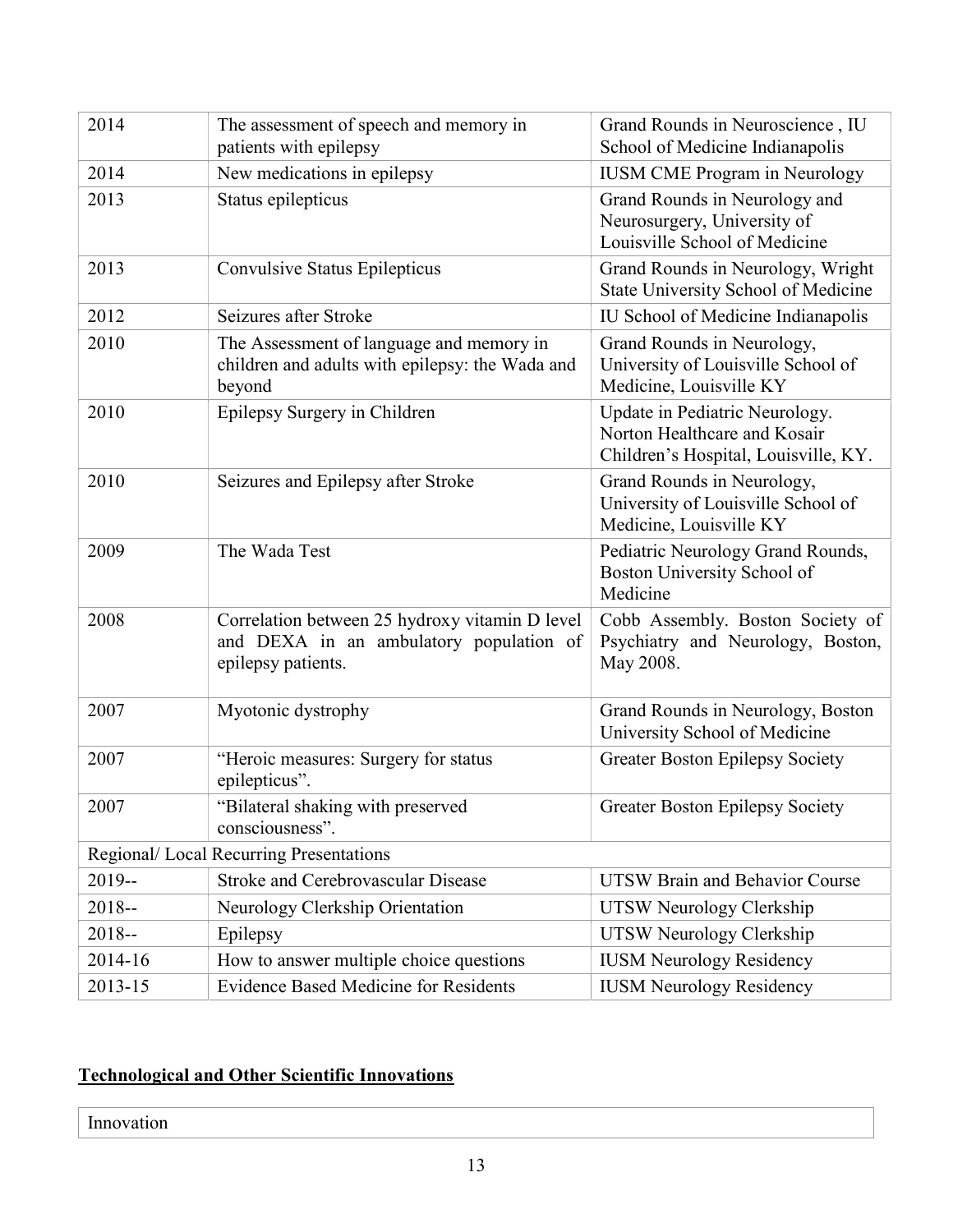| | | |
|---|---|---|
| 2014 | The assessment of speech and memory in patients with epilepsy | Grand Rounds in Neuroscience , IU School of Medicine Indianapolis |
| 2014 | New medications in epilepsy | IUSM CME Program in Neurology |
| 2013 | Status epilepticus | Grand Rounds in Neurology and Neurosurgery, University of Louisville School of Medicine |
| 2013 | Convulsive Status Epilepticus | Grand Rounds in Neurology, Wright State University School of Medicine |
| 2012 | Seizures after Stroke | IU School of Medicine Indianapolis |
| 2010 | The Assessment of language and memory in children and adults with epilepsy: the Wada and beyond | Grand Rounds in Neurology, University of Louisville School of Medicine, Louisville KY |
| 2010 | Epilepsy Surgery in Children | Update in Pediatric Neurology. Norton Healthcare and Kosair Children's Hospital, Louisville, KY. |
| 2010 | Seizures and Epilepsy after Stroke | Grand Rounds in Neurology, University of Louisville School of Medicine, Louisville KY |
| 2009 | The Wada Test | Pediatric Neurology Grand Rounds, Boston University School of Medicine |
| 2008 | Correlation between 25 hydroxy vitamin D level and DEXA in an ambulatory population of epilepsy patients. | Cobb Assembly. Boston Society of Psychiatry and Neurology, Boston, May 2008. |
| 2007 | Myotonic dystrophy | Grand Rounds in Neurology, Boston University School of Medicine |
| 2007 | "Heroic measures: Surgery for status epilepticus". | Greater Boston Epilepsy Society |
| 2007 | "Bilateral shaking with preserved consciousness". | Greater Boston Epilepsy Society |
| Regional/ Local Recurring Presentations | | |
| 2019-- | Stroke and Cerebrovascular Disease | UTSW Brain and Behavior Course |
| 2018-- | Neurology Clerkship Orientation | UTSW Neurology Clerkship |
| 2018-- | Epilepsy | UTSW Neurology Clerkship |
| 2014-16 | How to answer multiple choice questions | IUSM Neurology Residency |
| 2013-15 | Evidence Based Medicine for Residents | IUSM Neurology Residency |

## **Technological and Other Scientific Innovations**

| Innovation |
|---|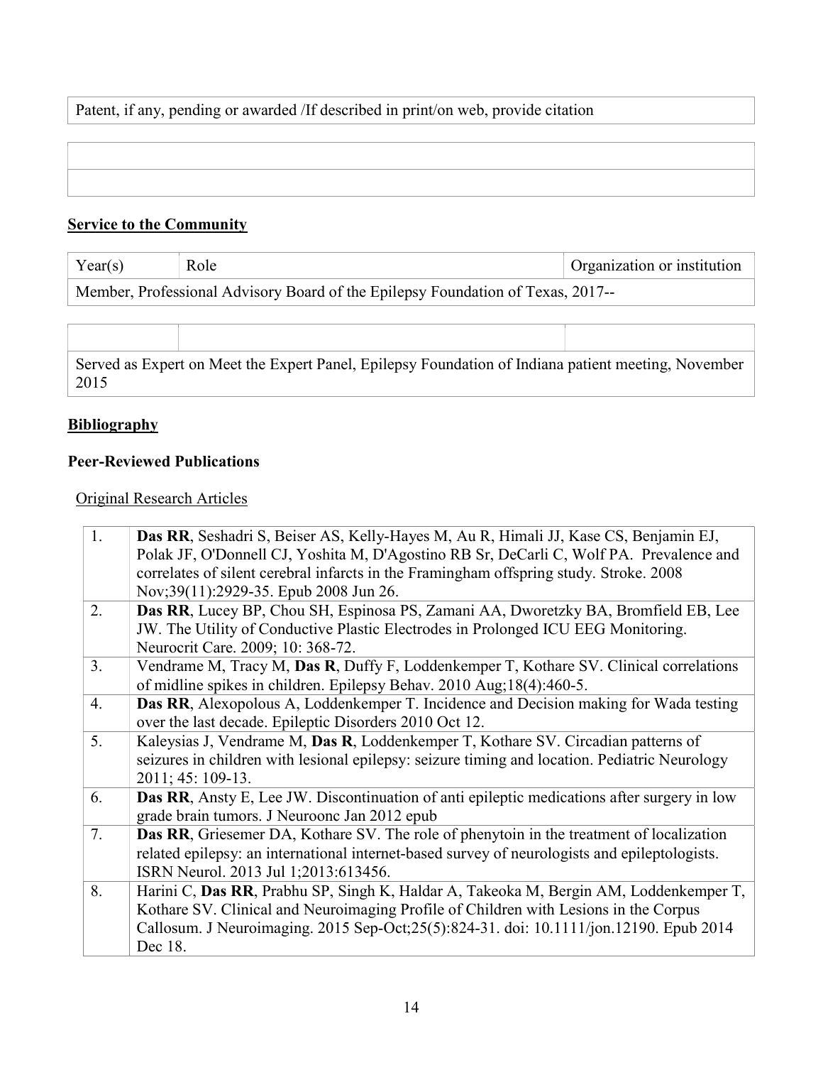| Patent, if any, pending or awarded /If described in print/on web, provide citation |
|---|
| |
| |

## Service to the Community

| Year(s) | Role | Organization or institution |
|---|---|---|
| Member, Professional Advisory Board of the Epilepsy Foundation of Texas, 2017-- | | |
| | | |
| Served as Expert on Meet the Expert Panel, Epilepsy Foundation of Indiana patient meeting, November 2015 | | |

## Bibliography

### Peer-Reviewed Publications

Original Research Articles

| | |
|---|---|
| 1. | **Das RR**, Seshadri S, Beiser AS, Kelly-Hayes M, Au R, Himali JJ, Kase CS, Benjamin EJ, Polak JF, O'Donnell CJ, Yoshita M, D'Agostino RB Sr, DeCarli C, Wolf PA. Prevalence and correlates of silent cerebral infarcts in the Framingham offspring study. Stroke. 2008 Nov;39(11):2929-35. Epub 2008 Jun 26. |
| 2. | **Das RR**, Lucey BP, Chou SH, Espinosa PS, Zamani AA, Dworetzky BA, Bromfield EB, Lee JW. The Utility of Conductive Plastic Electrodes in Prolonged ICU EEG Monitoring. Neurocrit Care. 2009; 10: 368-72. |
| 3. | Vendrame M, Tracy M, **Das R**, Duffy F, Loddenkemper T, Kothare SV. Clinical correlations of midline spikes in children. Epilepsy Behav. 2010 Aug;18(4):460-5. |
| 4. | **Das RR**, Alexopolous A, Loddenkemper T. Incidence and Decision making for Wada testing over the last decade. Epileptic Disorders 2010 Oct 12. |
| 5. | Kaleysias J, Vendrame M, **Das R**, Loddenkemper T, Kothare SV. Circadian patterns of seizures in children with lesional epilepsy: seizure timing and location. Pediatric Neurology 2011; 45: 109-13. |
| 6. | **Das RR**, Ansty E, Lee JW. Discontinuation of anti epileptic medications after surgery in low grade brain tumors. J Neuroonc Jan 2012 epub |
| 7. | **Das RR**, Griesemer DA, Kothare SV. The role of phenytoin in the treatment of localization related epilepsy: an international internet-based survey of neurologists and epileptologists. ISRN Neurol. 2013 Jul 1;2013:613456. |
| 8. | Harini C, **Das RR**, Prabhu SP, Singh K, Haldar A, Takeoka M, Bergin AM, Loddenkemper T, Kothare SV. Clinical and Neuroimaging Profile of Children with Lesions in the Corpus Callosum. J Neuroimaging. 2015 Sep-Oct;25(5):824-31. doi: 10.1111/jon.12190. Epub 2014 Dec 18. |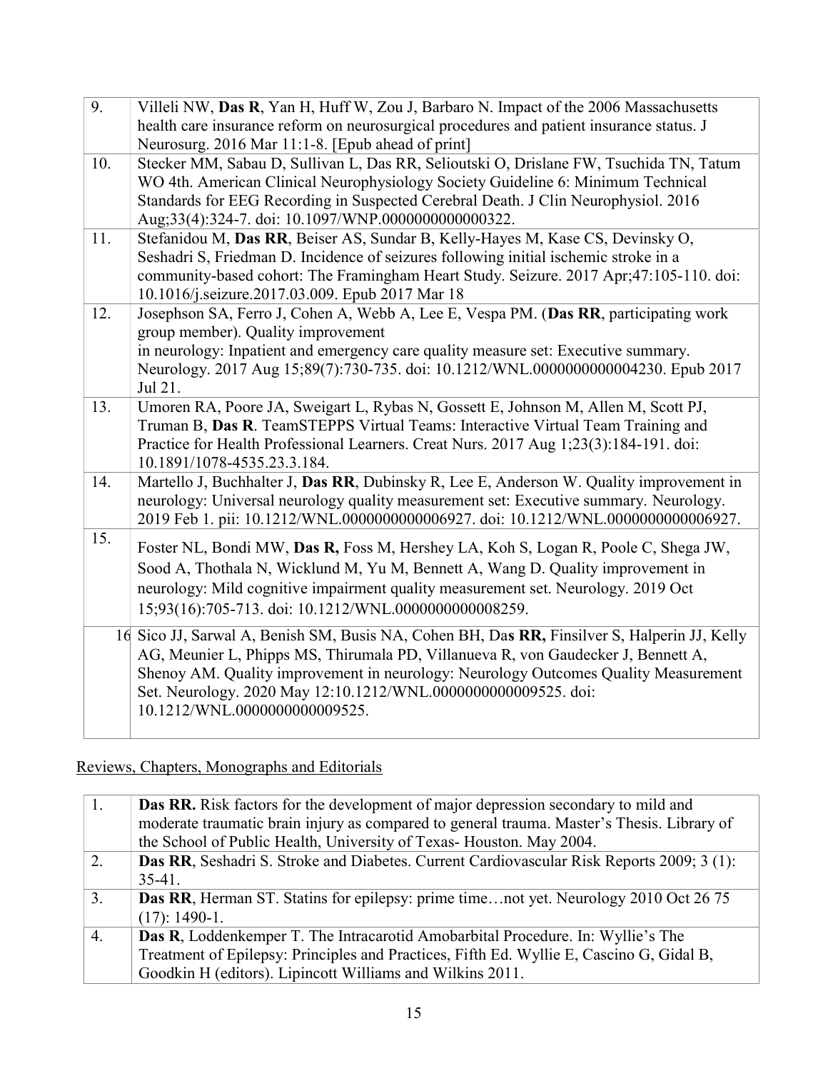| | |
|---|---|
| 9. | Villeli NW, **Das R**, Yan H, Huff W, Zou J, Barbaro N. Impact of the 2006 Massachusetts health care insurance reform on neurosurgical procedures and patient insurance status. J Neurosurg. 2016 Mar 11:1-8. [Epub ahead of print] |
| 10. | Stecker MM, Sabau D, Sullivan L, Das RR, Selioutski O, Drislane FW, Tsuchida TN, Tatum WO 4th. American Clinical Neurophysiology Society Guideline 6: Minimum Technical Standards for EEG Recording in Suspected Cerebral Death. J Clin Neurophysiol. 2016 Aug;33(4):324-7. doi: 10.1097/WNP.0000000000000322. |
| 11. | Stefanidou M, **Das RR**, Beiser AS, Sundar B, Kelly-Hayes M, Kase CS, Devinsky O, Seshadri S, Friedman D. Incidence of seizures following initial ischemic stroke in a community-based cohort: The Framingham Heart Study. Seizure. 2017 Apr;47:105-110. doi: 10.1016/j.seizure.2017.03.009. Epub 2017 Mar 18 |
| 12. | Josephson SA, Ferro J, Cohen A, Webb A, Lee E, Vespa PM. (**Das RR**, participating work group member). Quality improvement in neurology: Inpatient and emergency care quality measure set: Executive summary. Neurology. 2017 Aug 15;89(7):730-735. doi: 10.1212/WNL.0000000000004230. Epub 2017 Jul 21. |
| 13. | Umoren RA, Poore JA, Sweigart L, Rybas N, Gossett E, Johnson M, Allen M, Scott PJ, Truman B, **Das R**. TeamSTEPPS Virtual Teams: Interactive Virtual Team Training and Practice for Health Professional Learners. Creat Nurs. 2017 Aug 1;23(3):184-191. doi: 10.1891/1078-4535.23.3.184. |
| 14. | Martello J, Buchhalter J, **Das RR**, Dubinsky R, Lee E, Anderson W. Quality improvement in neurology: Universal neurology quality measurement set: Executive summary. Neurology. 2019 Feb 1. pii: 10.1212/WNL.0000000000006927. doi: 10.1212/WNL.0000000000006927. |
| 15. | Foster NL, Bondi MW, **Das R,** Foss M, Hershey LA, Koh S, Logan R, Poole C, Shega JW, Sood A, Thothala N, Wicklund M, Yu M, Bennett A, Wang D. Quality improvement in neurology: Mild cognitive impairment quality measurement set. Neurology. 2019 Oct 15;93(16):705-713. doi: 10.1212/WNL.0000000000008259. |
| 16 | Sico JJ, Sarwal A, Benish SM, Busis NA, Cohen BH, Da**s RR,** Finsilver S, Halperin JJ, Kelly AG, Meunier L, Phipps MS, Thirumala PD, Villanueva R, von Gaudecker J, Bennett A, Shenoy AM. Quality improvement in neurology: Neurology Outcomes Quality Measurement Set. Neurology. 2020 May 12:10.1212/WNL.0000000000009525. doi: 10.1212/WNL.0000000000009525. |

Reviews, Chapters, Monographs and Editorials

| | |
|---|---|
| 1. | **Das RR.** Risk factors for the development of major depression secondary to mild and moderate traumatic brain injury as compared to general trauma. Master's Thesis. Library of the School of Public Health, University of Texas- Houston. May 2004. |
| 2. | **Das RR**, Seshadri S. Stroke and Diabetes. Current Cardiovascular Risk Reports 2009; 3 (1): 35-41. |
| 3. | **Das RR**, Herman ST. Statins for epilepsy: prime time…not yet. Neurology 2010 Oct 26 75 (17): 1490-1. |
| 4. | **Das R**, Loddenkemper T. The Intracarotid Amobarbital Procedure. In: Wyllie's The Treatment of Epilepsy: Principles and Practices, Fifth Ed. Wyllie E, Cascino G, Gidal B, Goodkin H (editors). Lipincott Williams and Wilkins 2011. |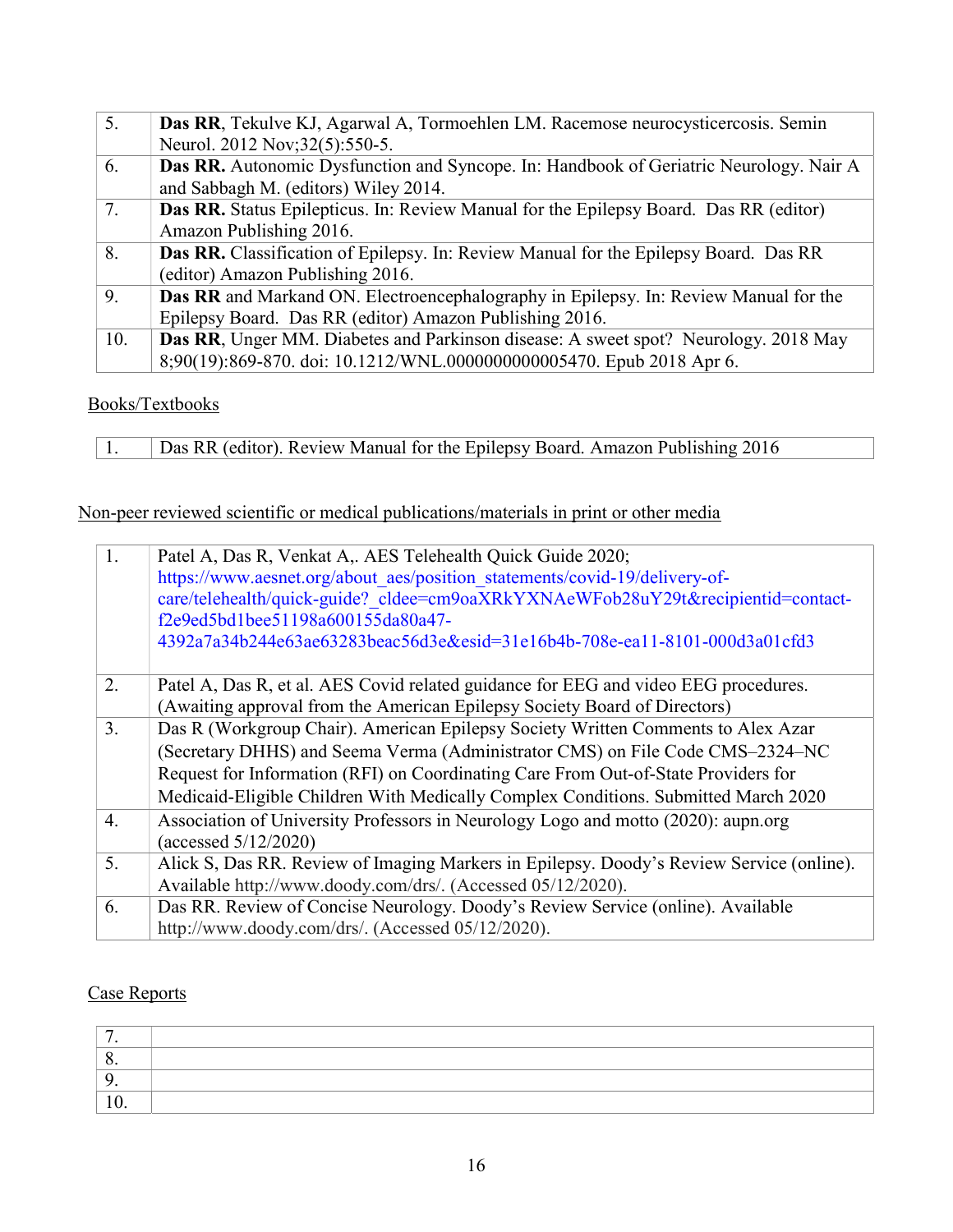| | |
|---|---|
| 5. | **Das RR**, Tekulve KJ, Agarwal A, Tormoehlen LM. Racemose neurocysticercosis. Semin Neurol. 2012 Nov;32(5):550-5. |
| 6. | **Das RR.** Autonomic Dysfunction and Syncope. In: Handbook of Geriatric Neurology. Nair A and Sabbagh M. (editors) Wiley 2014. |
| 7. | **Das RR.** Status Epilepticus. In: Review Manual for the Epilepsy Board. Das RR (editor) Amazon Publishing 2016. |
| 8. | **Das RR.** Classification of Epilepsy. In: Review Manual for the Epilepsy Board. Das RR (editor) Amazon Publishing 2016. |
| 9. | **Das RR** and Markand ON. Electroencephalography in Epilepsy. In: Review Manual for the Epilepsy Board. Das RR (editor) Amazon Publishing 2016. |
| 10. | **Das RR**, Unger MM. Diabetes and Parkinson disease: A sweet spot? Neurology. 2018 May 8;90(19):869-870. doi: 10.1212/WNL.0000000000005470. Epub 2018 Apr 6. |

Books/Textbooks

| | |
|---|---|
| 1. | Das RR (editor). Review Manual for the Epilepsy Board. Amazon Publishing 2016 |

Non-peer reviewed scientific or medical publications/materials in print or other media

| | |
|---|---|
| 1. | Patel A, Das R, Venkat A,. AES Telehealth Quick Guide 2020; https://www.aesnet.org/about_aes/position_statements/covid-19/delivery-of-care/telehealth/quick-guide?_cldee=cm9oaXRkYXNAeWFob28uY29t&recipientid=contact-f2e9ed5bd1bee51198a600155da80a47-4392a7a34b244e63ae63283beac56d3e&esid=31e16b4b-708e-ea11-8101-000d3a01cfd3 |
| 2. | Patel A, Das R, et al. AES Covid related guidance for EEG and video EEG procedures. (Awaiting approval from the American Epilepsy Society Board of Directors) |
| 3. | Das R (Workgroup Chair). American Epilepsy Society Written Comments to Alex Azar (Secretary DHHS) and Seema Verma (Administrator CMS) on File Code CMS–2324–NC Request for Information (RFI) on Coordinating Care From Out-of-State Providers for Medicaid-Eligible Children With Medically Complex Conditions. Submitted March 2020 |
| 4. | Association of University Professors in Neurology Logo and motto (2020): aupn.org (accessed 5/12/2020) |
| 5. | Alick S, Das RR. Review of Imaging Markers in Epilepsy. Doody's Review Service (online). Available http://www.doody.com/drs/. (Accessed 05/12/2020). |
| 6. | Das RR. Review of Concise Neurology. Doody's Review Service (online). Available http://www.doody.com/drs/. (Accessed 05/12/2020). |

Case Reports

| | |
|---|---|
| 7. | |
| 8. | |
| 9. | |
| 10. | |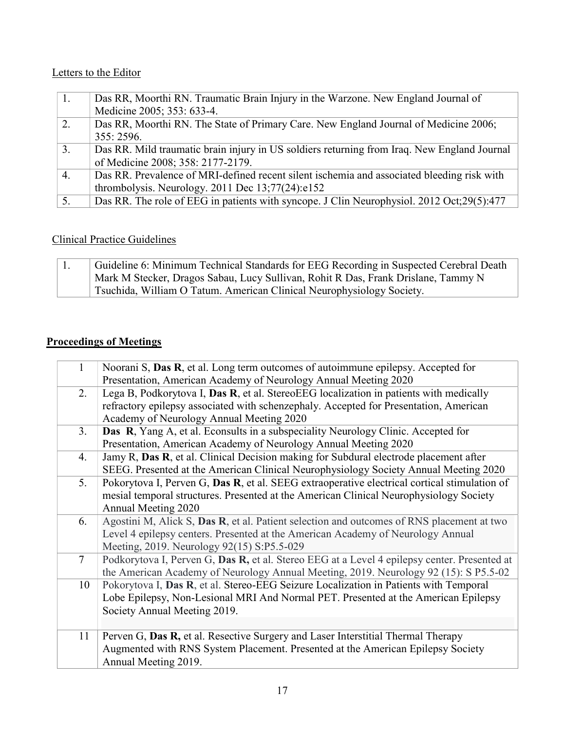Letters to the Editor

| | |
|---|---|
| 1. | Das RR, Moorthi RN. Traumatic Brain Injury in the Warzone. New England Journal of Medicine 2005; 353: 633-4. |
| 2. | Das RR, Moorthi RN. The State of Primary Care. New England Journal of Medicine 2006; 355: 2596. |
| 3. | Das RR. Mild traumatic brain injury in US soldiers returning from Iraq. New England Journal of Medicine 2008; 358: 2177-2179. |
| 4. | Das RR. Prevalence of MRI-defined recent silent ischemia and associated bleeding risk with thrombolysis. Neurology. 2011 Dec 13;77(24):e152 |
| 5. | Das RR. The role of EEG in patients with syncope. J Clin Neurophysiol. 2012 Oct;29(5):477 |

Clinical Practice Guidelines

| | |
|---|---|
| 1. | Guideline 6: Minimum Technical Standards for EEG Recording in Suspected Cerebral Death Mark M Stecker, Dragos Sabau, Lucy Sullivan, Rohit R Das, Frank Drislane, Tammy N Tsuchida, William O Tatum. American Clinical Neurophysiology Society. |

## Proceedings of Meetings

| | |
|---|---|
| 1 | Noorani S, **Das R**, et al. Long term outcomes of autoimmune epilepsy. Accepted for Presentation, American Academy of Neurology Annual Meeting 2020 |
| 2. | Lega B, Podkorytova I, **Das R**, et al. StereoEEG localization in patients with medically refractory epilepsy associated with schenzephaly. Accepted for Presentation, American Academy of Neurology Annual Meeting 2020 |
| 3. | **Das R**, Yang A, et al. Econsults in a subspeciality Neurology Clinic. Accepted for Presentation, American Academy of Neurology Annual Meeting 2020 |
| 4. | Jamy R, **Das R**, et al. Clinical Decision making for Subdural electrode placement after SEEG. Presented at the American Clinical Neurophysiology Society Annual Meeting 2020 |
| 5. | Pokorytova I, Perven G, **Das R**, et al. SEEG extraoperative electrical cortical stimulation of mesial temporal structures. Presented at the American Clinical Neurophysiology Society Annual Meeting 2020 |
| 6. | Agostini M, Alick S, **Das R**, et al. Patient selection and outcomes of RNS placement at two Level 4 epilepsy centers. Presented at the American Academy of Neurology Annual Meeting, 2019. Neurology 92(15) S:P5.5-029 |
| 7 | Podkorytova I, Perven G, **Das R,** et al. Stereo EEG at a Level 4 epilepsy center. Presented at the American Academy of Neurology Annual Meeting, 2019. Neurology 92 (15): S P5.5-02 |
| 10 | Pokorytova I, **Das R**, et al. Stereo-EEG Seizure Localization in Patients with Temporal Lobe Epilepsy, Non-Lesional MRI And Normal PET. Presented at the American Epilepsy Society Annual Meeting 2019. |
| 11 | Perven G, **Das R,** et al. Resective Surgery and Laser Interstitial Thermal Therapy Augmented with RNS System Placement. Presented at the American Epilepsy Society Annual Meeting 2019. |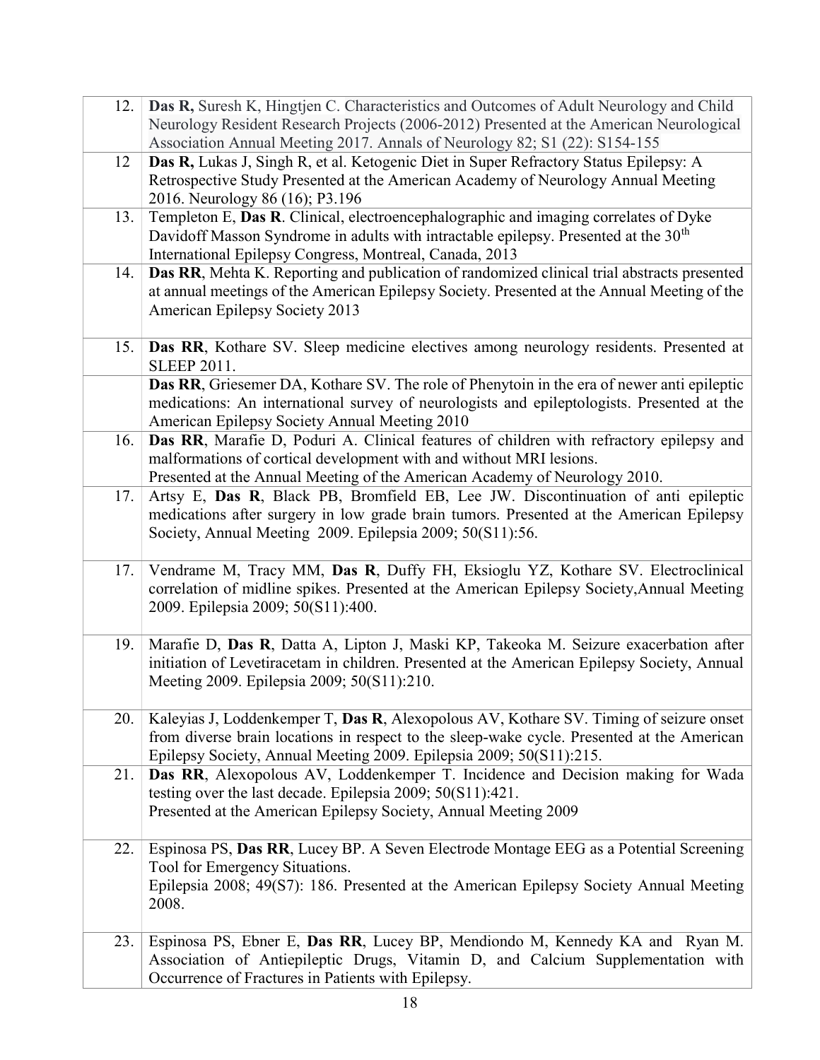| | |
|---|---|
| 12. | **Das R,** Suresh K, Hingtjen C. Characteristics and Outcomes of Adult Neurology and Child Neurology Resident Research Projects (2006-2012) Presented at the American Neurological Association Annual Meeting 2017. Annals of Neurology 82; S1 (22): S154-155 |
| 12 | **Das R,** Lukas J, Singh R, et al. Ketogenic Diet in Super Refractory Status Epilepsy: A Retrospective Study Presented at the American Academy of Neurology Annual Meeting 2016. Neurology 86 (16); P3.196 |
| 13. | Templeton E, **Das R**. Clinical, electroencephalographic and imaging correlates of Dyke Davidoff Masson Syndrome in adults with intractable epilepsy. Presented at the 30th International Epilepsy Congress, Montreal, Canada, 2013 |
| 14. | **Das RR**, Mehta K. Reporting and publication of randomized clinical trial abstracts presented at annual meetings of the American Epilepsy Society. Presented at the Annual Meeting of the American Epilepsy Society 2013 |
| 15. | **Das RR**, Kothare SV. Sleep medicine electives among neurology residents. Presented at SLEEP 2011. |
| | **Das RR**, Griesemer DA, Kothare SV. The role of Phenytoin in the era of newer anti epileptic medications: An international survey of neurologists and epileptologists. Presented at the American Epilepsy Society Annual Meeting 2010 |
| 16. | **Das RR**, Marafie D, Poduri A. Clinical features of children with refractory epilepsy and malformations of cortical development with and without MRI lesions. Presented at the Annual Meeting of the American Academy of Neurology 2010. |
| 17. | Artsy E, **Das R**, Black PB, Bromfield EB, Lee JW. Discontinuation of anti epileptic medications after surgery in low grade brain tumors. Presented at the American Epilepsy Society, Annual Meeting 2009. Epilepsia 2009; 50(S11):56. |
| 17. | Vendrame M, Tracy MM, **Das R**, Duffy FH, Eksioglu YZ, Kothare SV. Electroclinical correlation of midline spikes. Presented at the American Epilepsy Society,Annual Meeting 2009. Epilepsia 2009; 50(S11):400. |
| 19. | Marafie D, **Das R**, Datta A, Lipton J, Maski KP, Takeoka M. Seizure exacerbation after initiation of Levetiracetam in children. Presented at the American Epilepsy Society, Annual Meeting 2009. Epilepsia 2009; 50(S11):210. |
| 20. | Kaleyias J, Loddenkemper T, **Das R**, Alexopolous AV, Kothare SV. Timing of seizure onset from diverse brain locations in respect to the sleep-wake cycle. Presented at the American Epilepsy Society, Annual Meeting 2009. Epilepsia 2009; 50(S11):215. |
| 21. | **Das RR**, Alexopolous AV, Loddenkemper T. Incidence and Decision making for Wada testing over the last decade. Epilepsia 2009; 50(S11):421. Presented at the American Epilepsy Society, Annual Meeting 2009 |
| 22. | Espinosa PS, **Das RR**, Lucey BP. A Seven Electrode Montage EEG as a Potential Screening Tool for Emergency Situations. Epilepsia 2008; 49(S7): 186. Presented at the American Epilepsy Society Annual Meeting 2008. |
| 23. | Espinosa PS, Ebner E, **Das RR**, Lucey BP, Mendiondo M, Kennedy KA and Ryan M. Association of Antiepileptic Drugs, Vitamin D, and Calcium Supplementation with Occurrence of Fractures in Patients with Epilepsy. |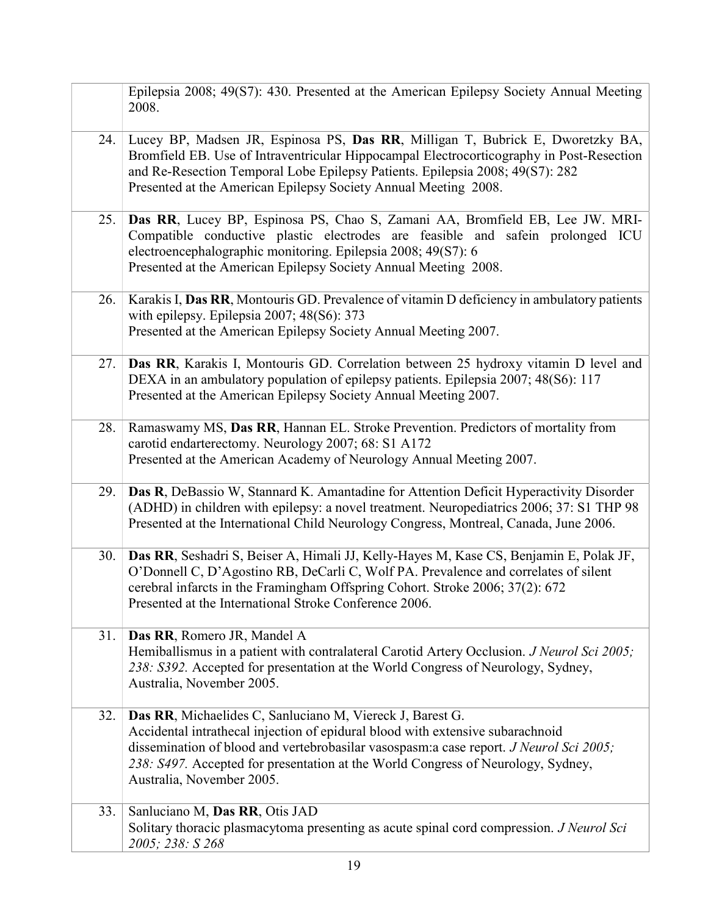| | |
|---|---|
| | Epilepsia 2008; 49(S7): 430. Presented at the American Epilepsy Society Annual Meeting 2008. |
| 24. | Lucey BP, Madsen JR, Espinosa PS, **Das RR**, Milligan T, Bubrick E, Dworetzky BA, Bromfield EB. Use of Intraventricular Hippocampal Electrocorticography in Post-Resection and Re-Resection Temporal Lobe Epilepsy Patients. Epilepsia 2008; 49(S7): 282 Presented at the American Epilepsy Society Annual Meeting 2008. |
| 25. | **Das RR**, Lucey BP, Espinosa PS, Chao S, Zamani AA, Bromfield EB, Lee JW. MRI-Compatible conductive plastic electrodes are feasible and safein prolonged ICU electroencephalographic monitoring. Epilepsia 2008; 49(S7): 6 Presented at the American Epilepsy Society Annual Meeting 2008. |
| 26. | Karakis I, **Das RR**, Montouris GD. Prevalence of vitamin D deficiency in ambulatory patients with epilepsy. Epilepsia 2007; 48(S6): 373 Presented at the American Epilepsy Society Annual Meeting 2007. |
| 27. | **Das RR**, Karakis I, Montouris GD. Correlation between 25 hydroxy vitamin D level and DEXA in an ambulatory population of epilepsy patients. Epilepsia 2007; 48(S6): 117 Presented at the American Epilepsy Society Annual Meeting 2007. |
| 28. | Ramaswamy MS, **Das RR**, Hannan EL. Stroke Prevention. Predictors of mortality from carotid endarterectomy. Neurology 2007; 68: S1 A172 Presented at the American Academy of Neurology Annual Meeting 2007. |
| 29. | **Das R**, DeBassio W, Stannard K. Amantadine for Attention Deficit Hyperactivity Disorder (ADHD) in children with epilepsy: a novel treatment. Neuropediatrics 2006; 37: S1 THP 98 Presented at the International Child Neurology Congress, Montreal, Canada, June 2006. |
| 30. | **Das RR**, Seshadri S, Beiser A, Himali JJ, Kelly-Hayes M, Kase CS, Benjamin E, Polak JF, O'Donnell C, D'Agostino RB, DeCarli C, Wolf PA. Prevalence and correlates of silent cerebral infarcts in the Framingham Offspring Cohort. Stroke 2006; 37(2): 672 Presented at the International Stroke Conference 2006. |
| 31. | **Das RR**, Romero JR, Mandel A Hemiballismus in a patient with contralateral Carotid Artery Occlusion. *J Neurol Sci 2005; 238: S392.* Accepted for presentation at the World Congress of Neurology, Sydney, Australia, November 2005. |
| 32. | **Das RR**, Michaelides C, Sanluciano M, Viereck J, Barest G. Accidental intrathecal injection of epidural blood with extensive subarachnoid dissemination of blood and vertebrobasilar vasospasm:a case report. *J Neurol Sci 2005; 238: S497.* Accepted for presentation at the World Congress of Neurology, Sydney, Australia, November 2005. |
| 33. | Sanluciano M, **Das RR**, Otis JAD Solitary thoracic plasmacytoma presenting as acute spinal cord compression. *J Neurol Sci 2005; 238: S 268* |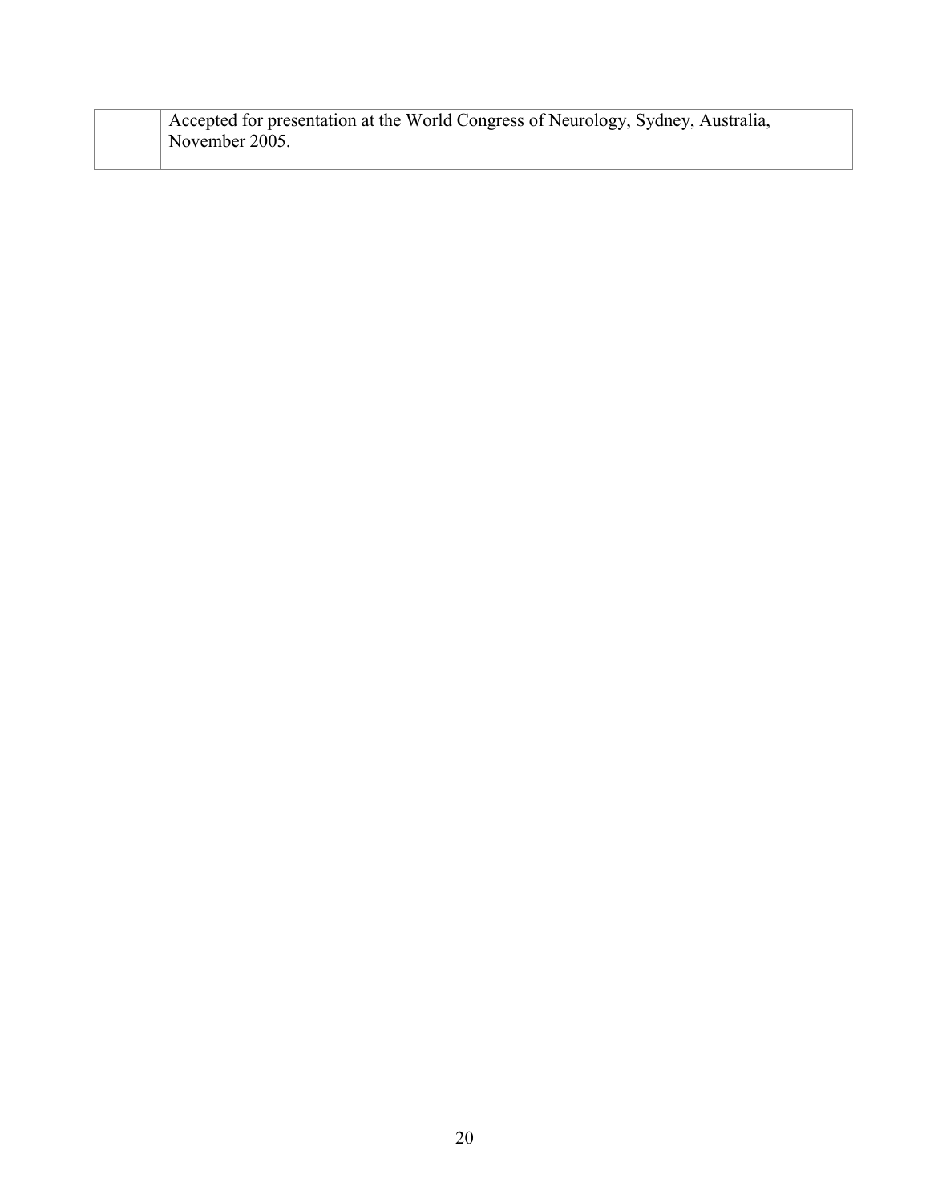| | |
|---|---|
| | Accepted for presentation at the World Congress of Neurology, Sydney, Australia, November 2005. |